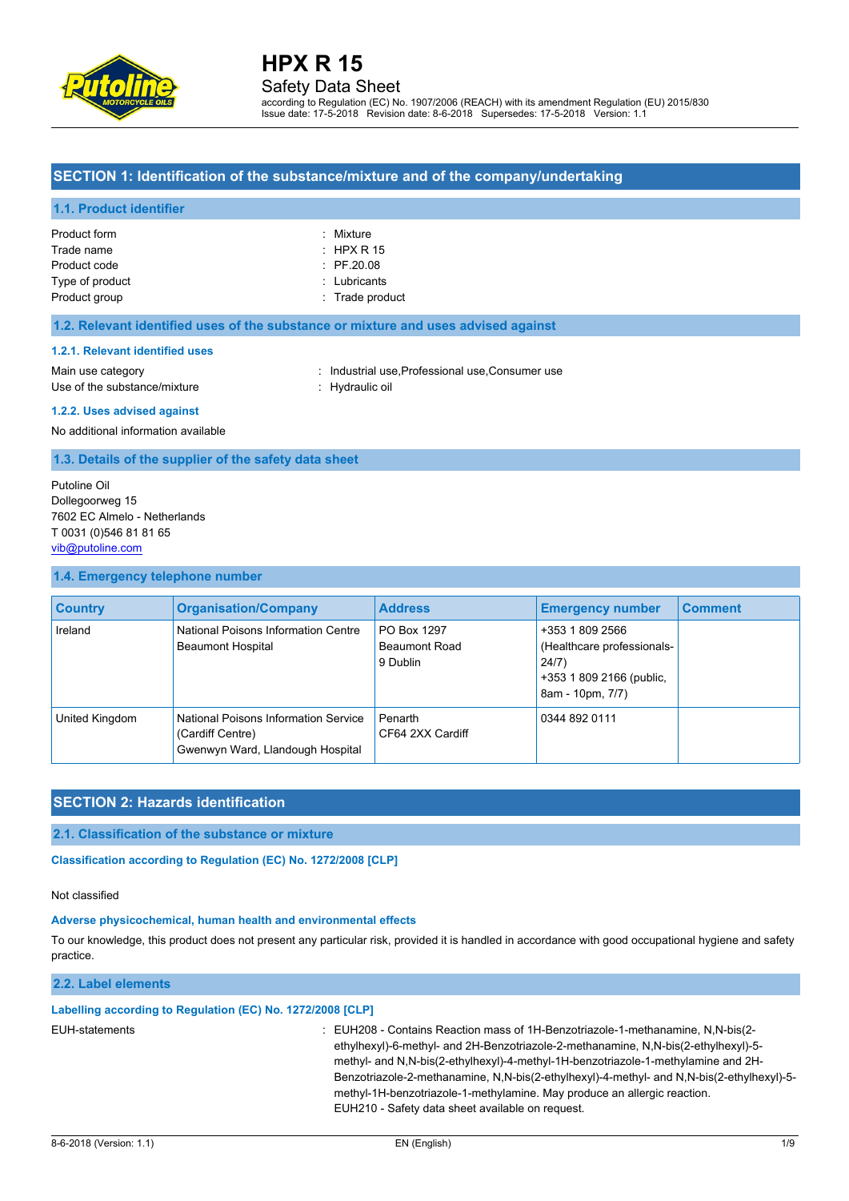# HPX R 15

Safety Data Sheet

according to Regulation (EC) No. 1907/2006 (REACH) with its amendment Regulation (EU) 2015/830
Issue date: 17-5-2018 Revision date: 8-6-2018 Supersedes: 17-5-2018 Version: 1.1

## SECTION 1: Identification of the substance/mixture and of the company/undertaking

### 1.1. Product identifier

Product form : Mixture
Trade name : HPX R 15
Product code : PF.20.08
Type of product : Lubricants
Product group : Trade product

### 1.2. Relevant identified uses of the substance or mixture and uses advised against

#### 1.2.1. Relevant identified uses

Main use category : Industrial use,Professional use,Consumer use
Use of the substance/mixture : Hydraulic oil

#### 1.2.2. Uses advised against

No additional information available

### 1.3. Details of the supplier of the safety data sheet

Putoline Oil
Dollegoorweg 15
7602 EC Almelo - Netherlands
T 0031 (0)546 81 81 65
vib@putoline.com

### 1.4. Emergency telephone number

| Country | Organisation/Company | Address | Emergency number | Comment |
|---|---|---|---|---|
| Ireland | National Poisons Information Centre Beaumont Hospital | PO Box 1297 Beaumont Road 9 Dublin | +353 1 809 2566 (Healthcare professionals-24/7) +353 1 809 2166 (public, 8am - 10pm, 7/7) | |
| United Kingdom | National Poisons Information Service (Cardiff Centre) Gwenwyn Ward, Llandough Hospital | Penarth CF64 2XX Cardiff | 0344 892 0111 | |

## SECTION 2: Hazards identification

### 2.1. Classification of the substance or mixture

#### Classification according to Regulation (EC) No. 1272/2008 [CLP]

Not classified

#### Adverse physicochemical, human health and environmental effects

To our knowledge, this product does not present any particular risk, provided it is handled in accordance with good occupational hygiene and safety practice.

### 2.2. Label elements

#### Labelling according to Regulation (EC) No. 1272/2008 [CLP]

EUH-statements : EUH208 - Contains Reaction mass of 1H-Benzotriazole-1-methanamine, N,N-bis(2-ethylhexyl)-6-methyl- and 2H-Benzotriazole-2-methanamine, N,N-bis(2-ethylhexyl)-5-methyl- and N,N-bis(2-ethylhexyl)-4-methyl-1H-benzotriazole-1-methylamine and 2H-Benzotriazole-2-methanamine, N,N-bis(2-ethylhexyl)-4-methyl- and N,N-bis(2-ethylhexyl)-5-methyl-1H-benzotriazole-1-methylamine. May produce an allergic reaction.
EUH210 - Safety data sheet available on request.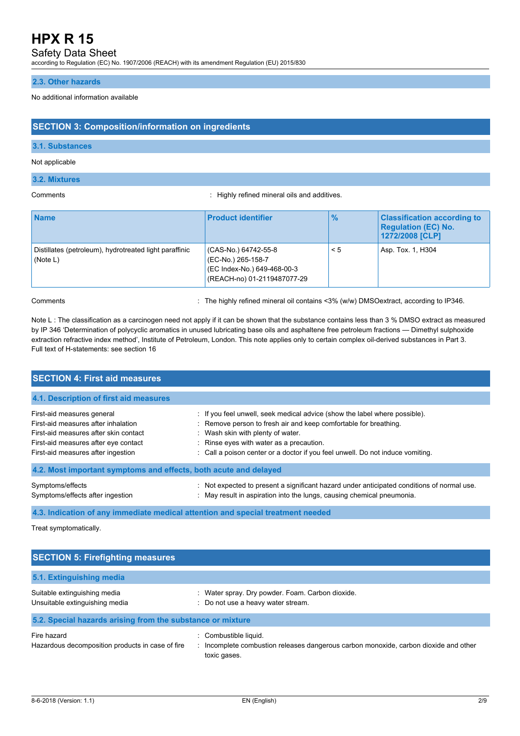### 2.3. Other hazards

No additional information available

## SECTION 3: Composition/information on ingredients

### 3.1. Substances

Not applicable

### 3.2. Mixtures

Comments : Highly refined mineral oils and additives.

| Name | Product identifier | % | Classification according to Regulation (EC) No. 1272/2008 [CLP] |
|---|---|---|---|
| Distillates (petroleum), hydrotreated light paraffinic (Note L) | (CAS-No.) 64742-55-8<br>(EC-No.) 265-158-7<br>(EC Index-No.) 649-468-00-3<br>(REACH-no) 01-2119487077-29 | < 5 | Asp. Tox. 1, H304 |

Comments : The highly refined mineral oil contains <3% (w/w) DMSOextract, according to IP346.

Note L : The classification as a carcinogen need not apply if it can be shown that the substance contains less than 3 % DMSO extract as measured by IP 346 'Determination of polycyclic aromatics in unused lubricating base oils and asphaltene free petroleum fractions — Dimethyl sulphoxide extraction refractive index method', Institute of Petroleum, London. This note applies only to certain complex oil-derived substances in Part 3.
Full text of H-statements: see section 16

## SECTION 4: First aid measures

### 4.1. Description of first aid measures

First-aid measures general : If you feel unwell, seek medical advice (show the label where possible).
First-aid measures after inhalation : Remove person to fresh air and keep comfortable for breathing.
First-aid measures after skin contact : Wash skin with plenty of water.
First-aid measures after eye contact : Rinse eyes with water as a precaution.
First-aid measures after ingestion : Call a poison center or a doctor if you feel unwell. Do not induce vomiting.

### 4.2. Most important symptoms and effects, both acute and delayed

Symptoms/effects : Not expected to present a significant hazard under anticipated conditions of normal use.
Symptoms/effects after ingestion : May result in aspiration into the lungs, causing chemical pneumonia.

### 4.3. Indication of any immediate medical attention and special treatment needed

Treat symptomatically.

## SECTION 5: Firefighting measures

### 5.1. Extinguishing media

Suitable extinguishing media : Water spray. Dry powder. Foam. Carbon dioxide.
Unsuitable extinguishing media : Do not use a heavy water stream.

### 5.2. Special hazards arising from the substance or mixture

Fire hazard : Combustible liquid.
Hazardous decomposition products in case of fire : Incomplete combustion releases dangerous carbon monoxide, carbon dioxide and other toxic gases.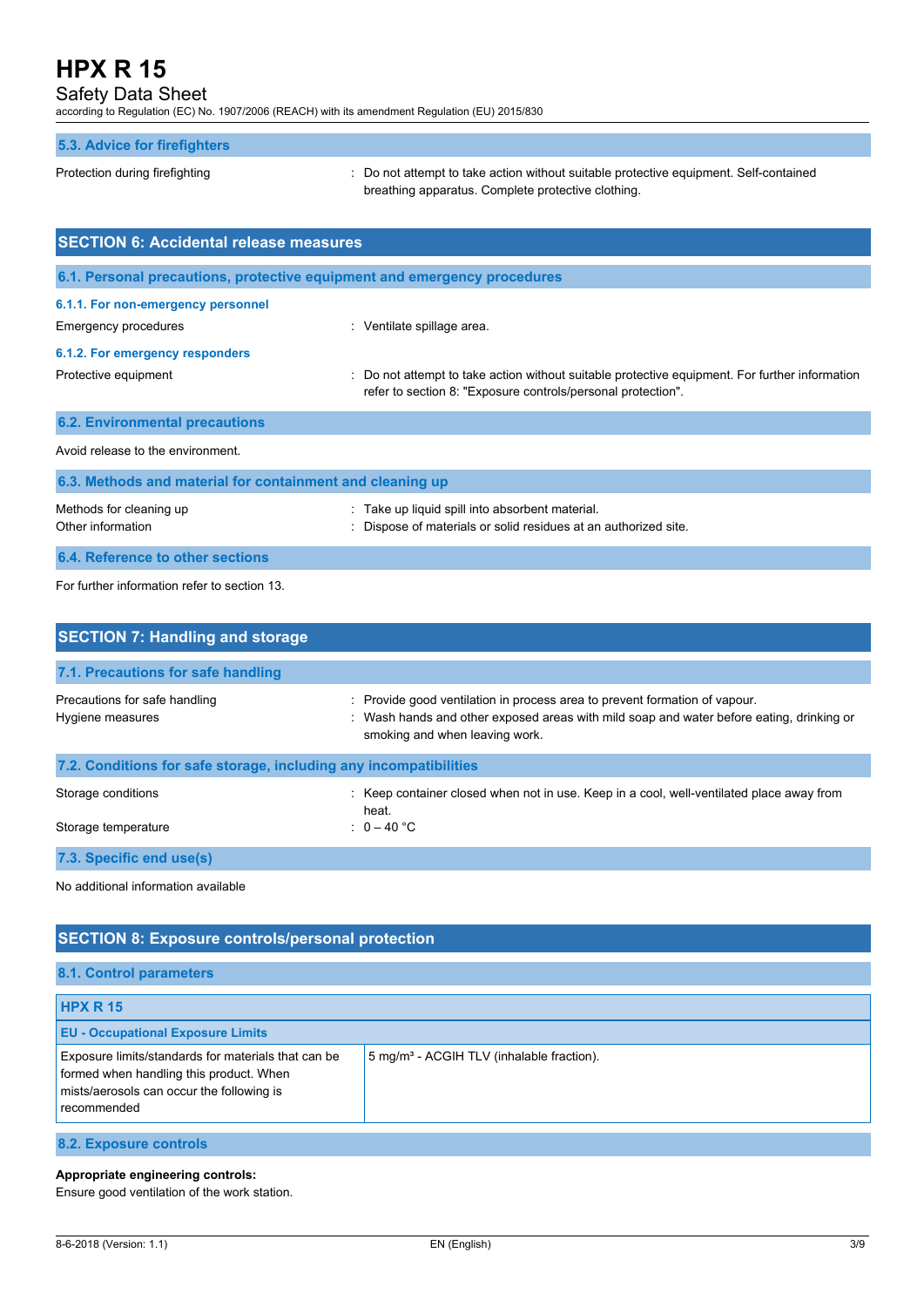### 5.3. Advice for firefighters

Protection during firefighting : Do not attempt to take action without suitable protective equipment. Self-contained breathing apparatus. Complete protective clothing.

## SECTION 6: Accidental release measures

### 6.1. Personal precautions, protective equipment and emergency procedures

#### 6.1.1. For non-emergency personnel

Emergency procedures : Ventilate spillage area.

#### 6.1.2. For emergency responders

Protective equipment : Do not attempt to take action without suitable protective equipment. For further information refer to section 8: "Exposure controls/personal protection".

### 6.2. Environmental precautions

Avoid release to the environment.

### 6.3. Methods and material for containment and cleaning up

Methods for cleaning up : Take up liquid spill into absorbent material.

Other information : Dispose of materials or solid residues at an authorized site.

### 6.4. Reference to other sections

For further information refer to section 13.

## SECTION 7: Handling and storage

### 7.1. Precautions for safe handling

Precautions for safe handling : Provide good ventilation in process area to prevent formation of vapour.

Hygiene measures : Wash hands and other exposed areas with mild soap and water before eating, drinking or smoking and when leaving work.

### 7.2. Conditions for safe storage, including any incompatibilities

Storage conditions : Keep container closed when not in use. Keep in a cool, well-ventilated place away from heat.

Storage temperature : 0 – 40 °C

### 7.3. Specific end use(s)

No additional information available

## SECTION 8: Exposure controls/personal protection

### 8.1. Control parameters

| HPX R 15 | |
|---|---|
| **EU - Occupational Exposure Limits** | |
| Exposure limits/standards for materials that can be formed when handling this product. When mists/aerosols can occur the following is recommended | 5 mg/m³ - ACGIH TLV (inhalable fraction). |

### 8.2. Exposure controls

**Appropriate engineering controls:**

Ensure good ventilation of the work station.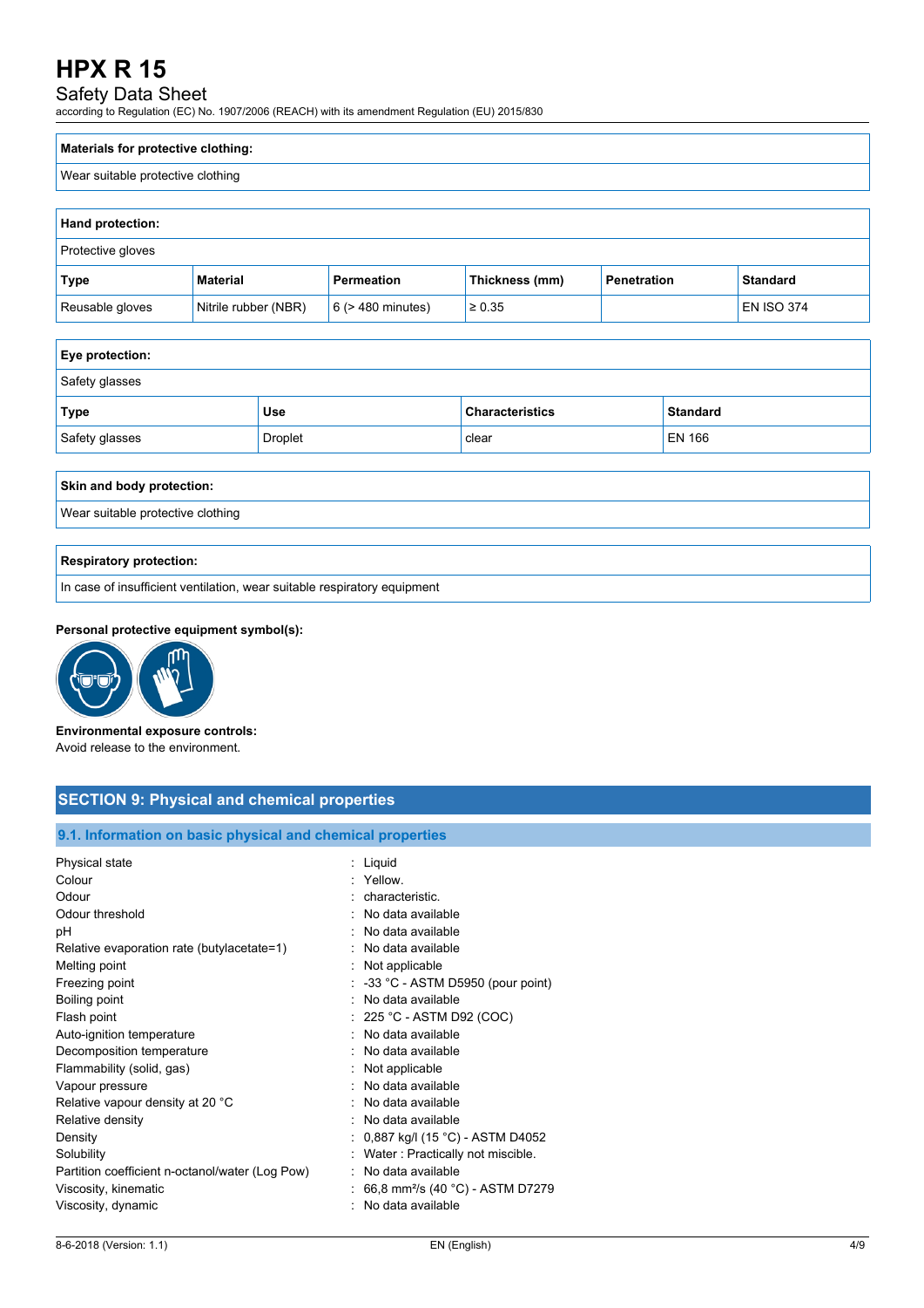| Materials for protective clothing: |
| --- |
| Wear suitable protective clothing |

| Hand protection: | | | | | |
| --- | --- | --- | --- | --- | --- |
| Protective gloves | | | | | |
| **Type** | **Material** | **Permeation** | **Thickness (mm)** | **Penetration** | **Standard** |
| Reusable gloves | Nitrile rubber (NBR) | 6 (> 480 minutes) | ≥ 0.35 | | EN ISO 374 |

| Eye protection: | | | |
| --- | --- | --- | --- |
| Safety glasses | | | |
| **Type** | **Use** | **Characteristics** | **Standard** |
| Safety glasses | Droplet | clear | EN 166 |

| Skin and body protection: |
| --- |
| Wear suitable protective clothing |

| Respiratory protection: |
| --- |
| In case of insufficient ventilation, wear suitable respiratory equipment |

**Personal protective equipment symbol(s):**

**Environmental exposure controls:**
Avoid release to the environment.

## SECTION 9: Physical and chemical properties

### 9.1. Information on basic physical and chemical properties

| | |
| --- | --- |
| Physical state | : Liquid |
| Colour | : Yellow. |
| Odour | : characteristic. |
| Odour threshold | : No data available |
| pH | : No data available |
| Relative evaporation rate (butylacetate=1) | : No data available |
| Melting point | : Not applicable |
| Freezing point | : -33 °C - ASTM D5950 (pour point) |
| Boiling point | : No data available |
| Flash point | : 225 °C - ASTM D92 (COC) |
| Auto-ignition temperature | : No data available |
| Decomposition temperature | : No data available |
| Flammability (solid, gas) | : Not applicable |
| Vapour pressure | : No data available |
| Relative vapour density at 20 °C | : No data available |
| Relative density | : No data available |
| Density | : 0,887 kg/l (15 °C) - ASTM D4052 |
| Solubility | : Water : Practically not miscible. |
| Partition coefficient n-octanol/water (Log Pow) | : No data available |
| Viscosity, kinematic | : 66,8 $mm^2/s$ (40 °C) - ASTM D7279 |
| Viscosity, dynamic | : No data available |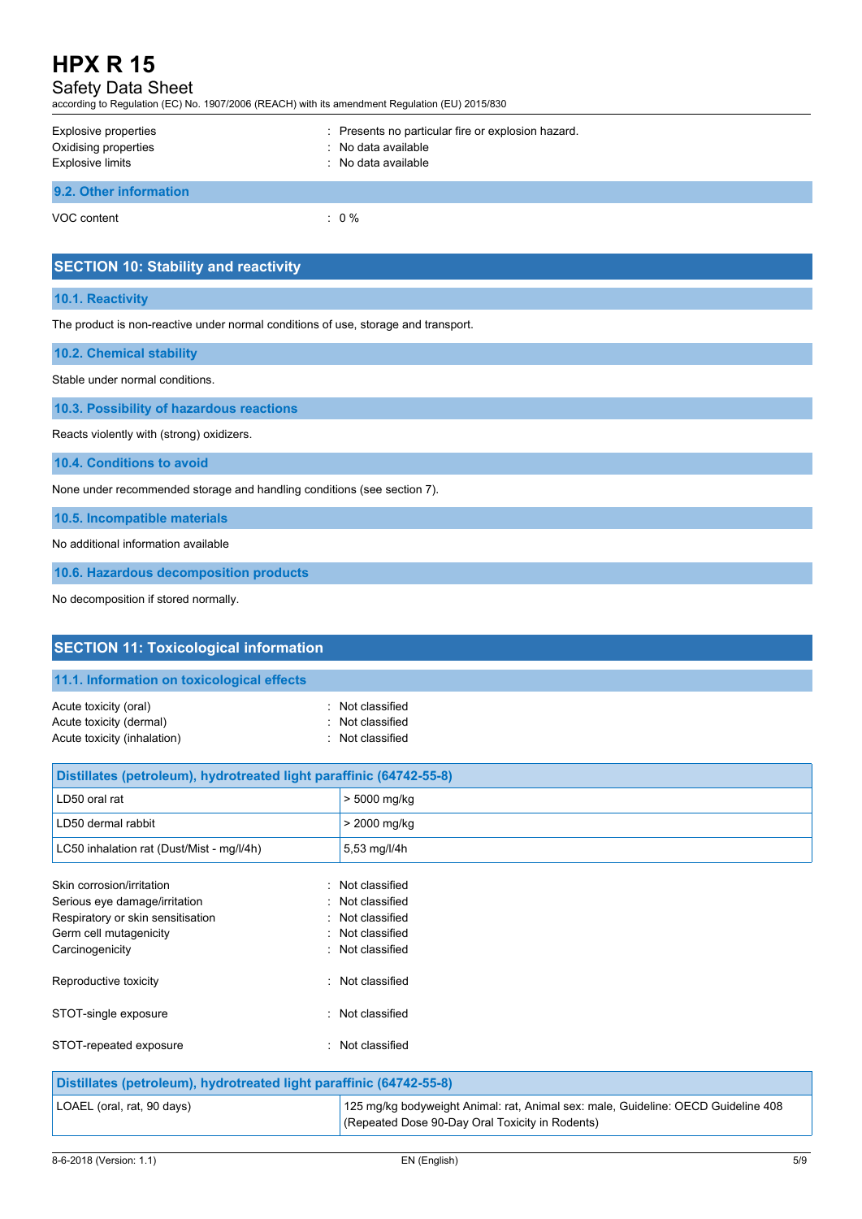| | |
|---|---|
| Explosive properties | : Presents no particular fire or explosion hazard. |
| Oxidising properties | : No data available |
| Explosive limits | : No data available |

### 9.2. Other information

| | |
|---|---|
| VOC content | : 0 % |

## SECTION 10: Stability and reactivity

### 10.1. Reactivity

The product is non-reactive under normal conditions of use, storage and transport.

### 10.2. Chemical stability

Stable under normal conditions.

### 10.3. Possibility of hazardous reactions

Reacts violently with (strong) oxidizers.

### 10.4. Conditions to avoid

None under recommended storage and handling conditions (see section 7).

### 10.5. Incompatible materials

No additional information available

### 10.6. Hazardous decomposition products

No decomposition if stored normally.

## SECTION 11: Toxicological information

### 11.1. Information on toxicological effects

| | |
|---|---|
| Acute toxicity (oral) | : Not classified |
| Acute toxicity (dermal) | : Not classified |
| Acute toxicity (inhalation) | : Not classified |

| Distillates (petroleum), hydrotreated light paraffinic (64742-55-8) | |
|---|---|
| LD50 oral rat | > 5000 mg/kg |
| LD50 dermal rabbit | > 2000 mg/kg |
| LC50 inhalation rat (Dust/Mist - mg/l/4h) | 5,53 mg/l/4h |

| | |
|---|---|
| Skin corrosion/irritation | : Not classified |
| Serious eye damage/irritation | : Not classified |
| Respiratory or skin sensitisation | : Not classified |
| Germ cell mutagenicity | : Not classified |
| Carcinogenicity | : Not classified |
| Reproductive toxicity | : Not classified |
| STOT-single exposure | : Not classified |
| STOT-repeated exposure | : Not classified |

| Distillates (petroleum), hydrotreated light paraffinic (64742-55-8) | |
|---|---|
| LOAEL (oral, rat, 90 days) | 125 mg/kg bodyweight Animal: rat, Animal sex: male, Guideline: OECD Guideline 408 (Repeated Dose 90-Day Oral Toxicity in Rodents) |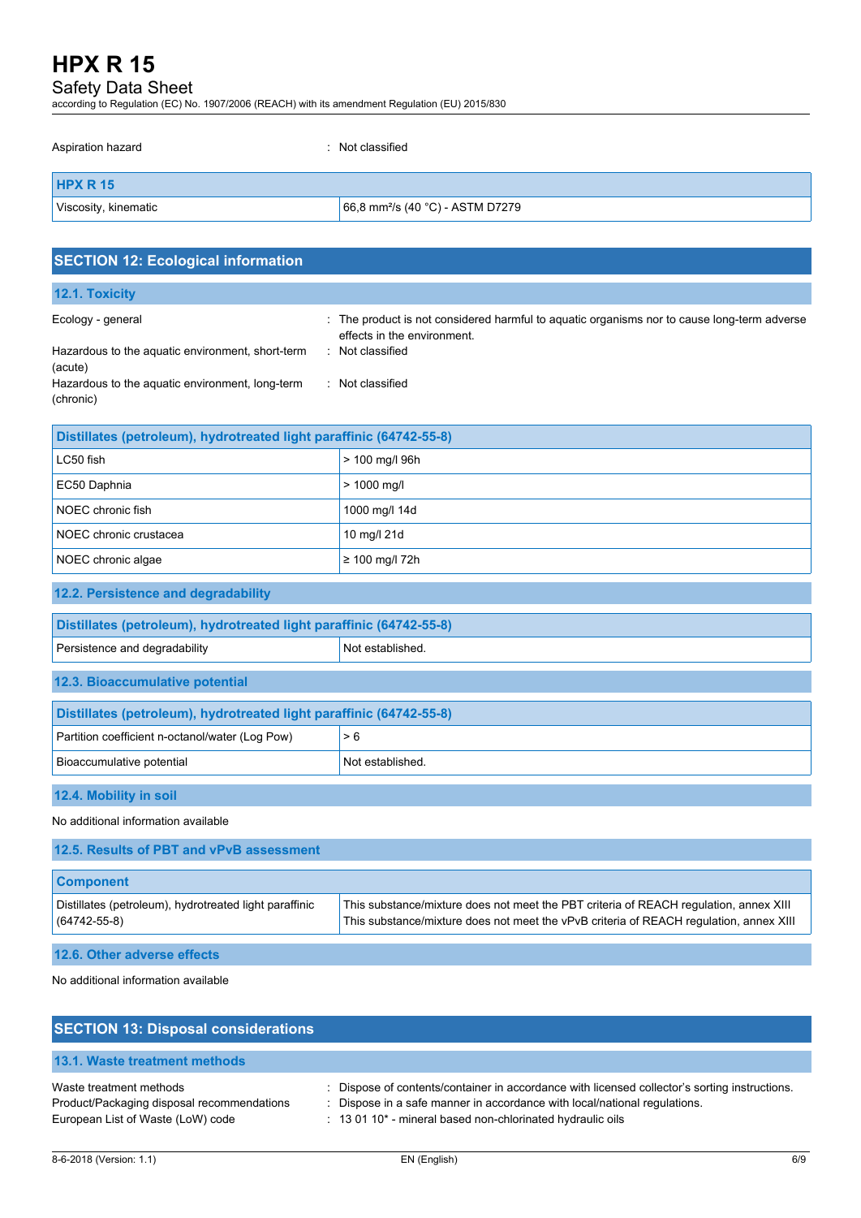Aspiration hazard : Not classified

| HPX R 15 | |
|---|---|
| Viscosity, kinematic | 66,8 mm²/s (40 °C) - ASTM D7279 |

## SECTION 12: Ecological information

### 12.1. Toxicity

Ecology - general : The product is not considered harmful to aquatic organisms nor to cause long-term adverse effects in the environment.

Hazardous to the aquatic environment, short-term (acute) : Not classified

Hazardous to the aquatic environment, long-term (chronic) : Not classified

| Distillates (petroleum), hydrotreated light paraffinic (64742-55-8) | |
|---|---|
| LC50 fish | > 100 mg/l 96h |
| EC50 Daphnia | > 1000 mg/l |
| NOEC chronic fish | 1000 mg/l 14d |
| NOEC chronic crustacea | 10 mg/l 21d |
| NOEC chronic algae | ≥ 100 mg/l 72h |

### 12.2. Persistence and degradability

| Distillates (petroleum), hydrotreated light paraffinic (64742-55-8) | |
|---|---|
| Persistence and degradability | Not established. |

### 12.3. Bioaccumulative potential

| Distillates (petroleum), hydrotreated light paraffinic (64742-55-8) | |
|---|---|
| Partition coefficient n-octanol/water (Log Pow) | > 6 |
| Bioaccumulative potential | Not established. |

### 12.4. Mobility in soil

No additional information available

### 12.5. Results of PBT and vPvB assessment

| Component | |
|---|---|
| Distillates (petroleum), hydrotreated light paraffinic (64742-55-8) | This substance/mixture does not meet the PBT criteria of REACH regulation, annex XIII<br>This substance/mixture does not meet the vPvB criteria of REACH regulation, annex XIII |

### 12.6. Other adverse effects

No additional information available

## SECTION 13: Disposal considerations

### 13.1. Waste treatment methods

Waste treatment methods : Dispose of contents/container in accordance with licensed collector's sorting instructions.

Product/Packaging disposal recommendations : Dispose in a safe manner in accordance with local/national regulations.

European List of Waste (LoW) code : 13 01 10* - mineral based non-chlorinated hydraulic oils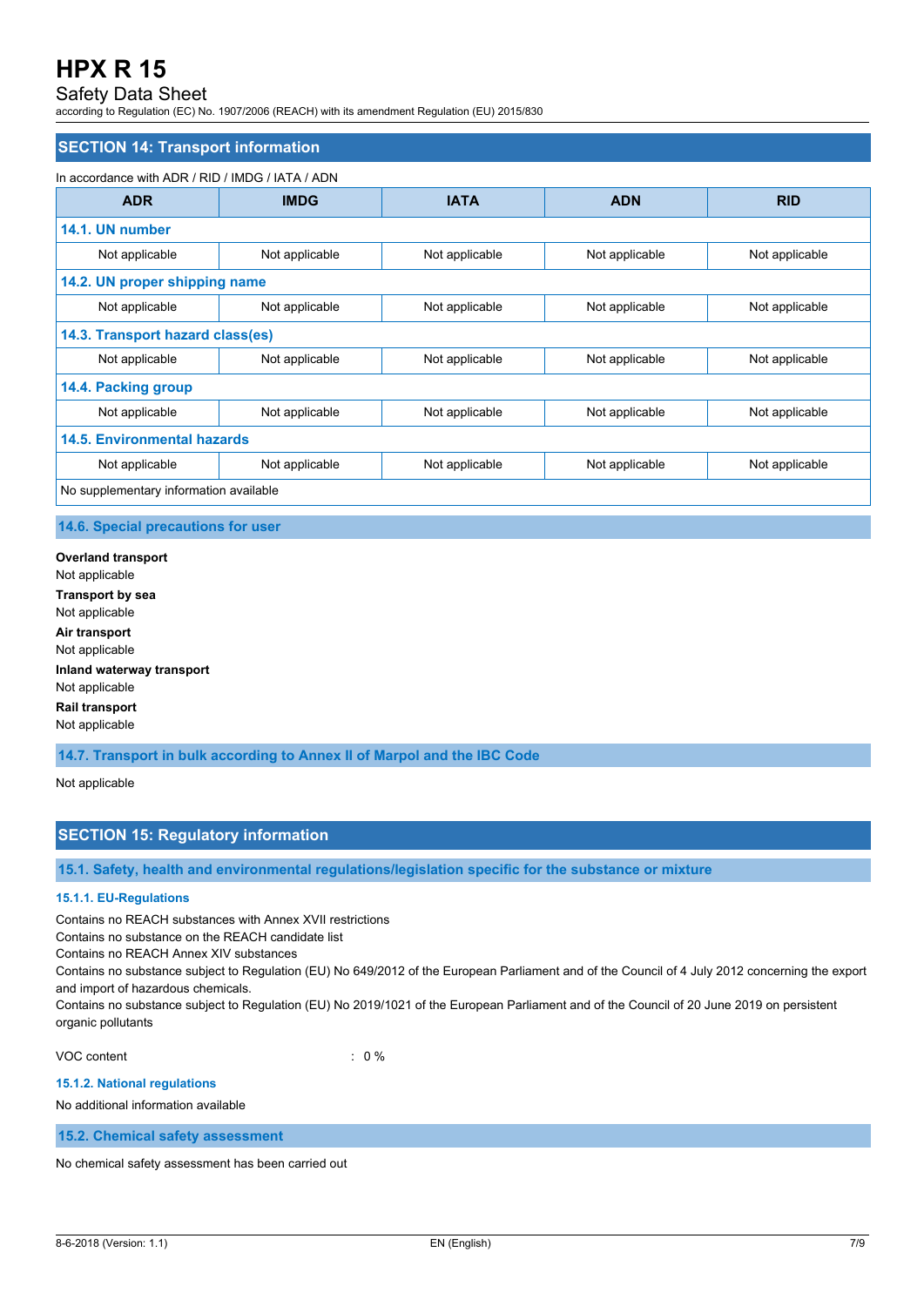## SECTION 14: Transport information

In accordance with ADR / RID / IMDG / IATA / ADN

| ADR | IMDG | IATA | ADN | RID |
|---|---|---|---|---|
| **14.1. UN number** | | | | |
| Not applicable | Not applicable | Not applicable | Not applicable | Not applicable |
| **14.2. UN proper shipping name** | | | | |
| Not applicable | Not applicable | Not applicable | Not applicable | Not applicable |
| **14.3. Transport hazard class(es)** | | | | |
| Not applicable | Not applicable | Not applicable | Not applicable | Not applicable |
| **14.4. Packing group** | | | | |
| Not applicable | Not applicable | Not applicable | Not applicable | Not applicable |
| **14.5. Environmental hazards** | | | | |
| Not applicable | Not applicable | Not applicable | Not applicable | Not applicable |
| No supplementary information available | | | | |

### 14.6. Special precautions for user

**Overland transport**
Not applicable

**Transport by sea**
Not applicable

**Air transport**
Not applicable

**Inland waterway transport**
Not applicable

**Rail transport**
Not applicable

### 14.7. Transport in bulk according to Annex II of Marpol and the IBC Code

Not applicable

## SECTION 15: Regulatory information

### 15.1. Safety, health and environmental regulations/legislation specific for the substance or mixture

#### 15.1.1. EU-Regulations

Contains no REACH substances with Annex XVII restrictions
Contains no substance on the REACH candidate list
Contains no REACH Annex XIV substances
Contains no substance subject to Regulation (EU) No 649/2012 of the European Parliament and of the Council of 4 July 2012 concerning the export and import of hazardous chemicals.
Contains no substance subject to Regulation (EU) No 2019/1021 of the European Parliament and of the Council of 20 June 2019 on persistent organic pollutants

VOC content : 0 %

#### 15.1.2. National regulations

No additional information available

### 15.2. Chemical safety assessment

No chemical safety assessment has been carried out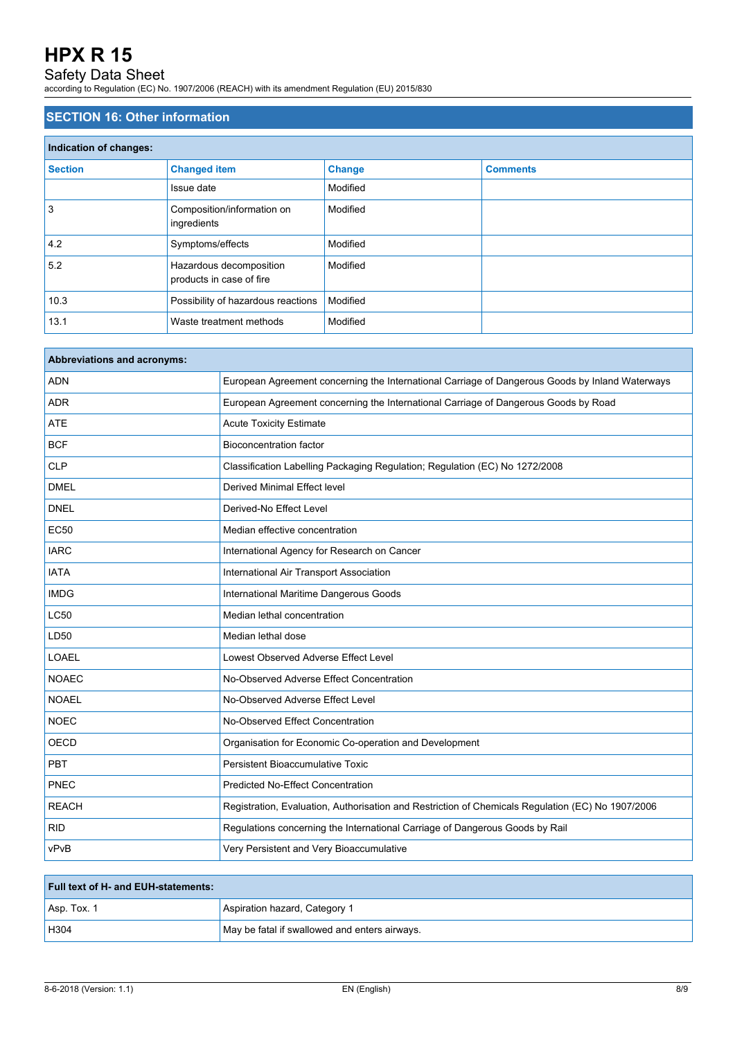## SECTION 16: Other information

| Indication of changes: | | | |
|---|---|---|---|
| **Section** | **Changed item** | **Change** | **Comments** |
| | Issue date | Modified | |
| 3 | Composition/information on ingredients | Modified | |
| 4.2 | Symptoms/effects | Modified | |
| 5.2 | Hazardous decomposition products in case of fire | Modified | |
| 10.3 | Possibility of hazardous reactions | Modified | |
| 13.1 | Waste treatment methods | Modified | |

| Abbreviations and acronyms: | |
|---|---|
| ADN | European Agreement concerning the International Carriage of Dangerous Goods by Inland Waterways |
| ADR | European Agreement concerning the International Carriage of Dangerous Goods by Road |
| ATE | Acute Toxicity Estimate |
| BCF | Bioconcentration factor |
| CLP | Classification Labelling Packaging Regulation; Regulation (EC) No 1272/2008 |
| DMEL | Derived Minimal Effect level |
| DNEL | Derived-No Effect Level |
| EC50 | Median effective concentration |
| IARC | International Agency for Research on Cancer |
| IATA | International Air Transport Association |
| IMDG | International Maritime Dangerous Goods |
| LC50 | Median lethal concentration |
| LD50 | Median lethal dose |
| LOAEL | Lowest Observed Adverse Effect Level |
| NOAEC | No-Observed Adverse Effect Concentration |
| NOAEL | No-Observed Adverse Effect Level |
| NOEC | No-Observed Effect Concentration |
| OECD | Organisation for Economic Co-operation and Development |
| PBT | Persistent Bioaccumulative Toxic |
| PNEC | Predicted No-Effect Concentration |
| REACH | Registration, Evaluation, Authorisation and Restriction of Chemicals Regulation (EC) No 1907/2006 |
| RID | Regulations concerning the International Carriage of Dangerous Goods by Rail |
| vPvB | Very Persistent and Very Bioaccumulative |

| Full text of H- and EUH-statements: | |
|---|---|
| Asp. Tox. 1 | Aspiration hazard, Category 1 |
| H304 | May be fatal if swallowed and enters airways. |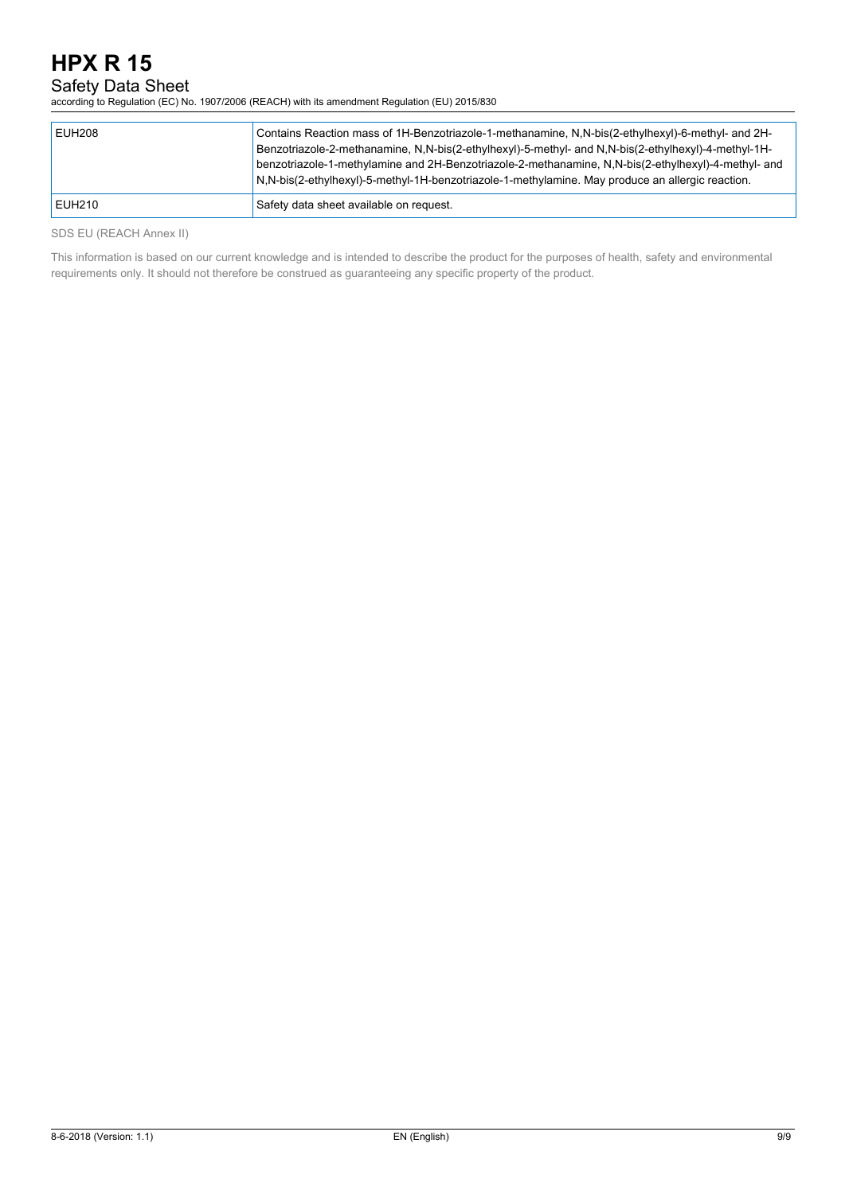| | |
|---|---|
| EUH208 | Contains Reaction mass of 1H-Benzotriazole-1-methanamine, N,N-bis(2-ethylhexyl)-6-methyl- and 2H-Benzotriazole-2-methanamine, N,N-bis(2-ethylhexyl)-5-methyl- and N,N-bis(2-ethylhexyl)-4-methyl-1H-benzotriazole-1-methylamine and 2H-Benzotriazole-2-methanamine, N,N-bis(2-ethylhexyl)-4-methyl- and N,N-bis(2-ethylhexyl)-5-methyl-1H-benzotriazole-1-methylamine. May produce an allergic reaction. |
| EUH210 | Safety data sheet available on request. |

SDS EU (REACH Annex II)

This information is based on our current knowledge and is intended to describe the product for the purposes of health, safety and environmental requirements only. It should not therefore be construed as guaranteeing any specific property of the product.